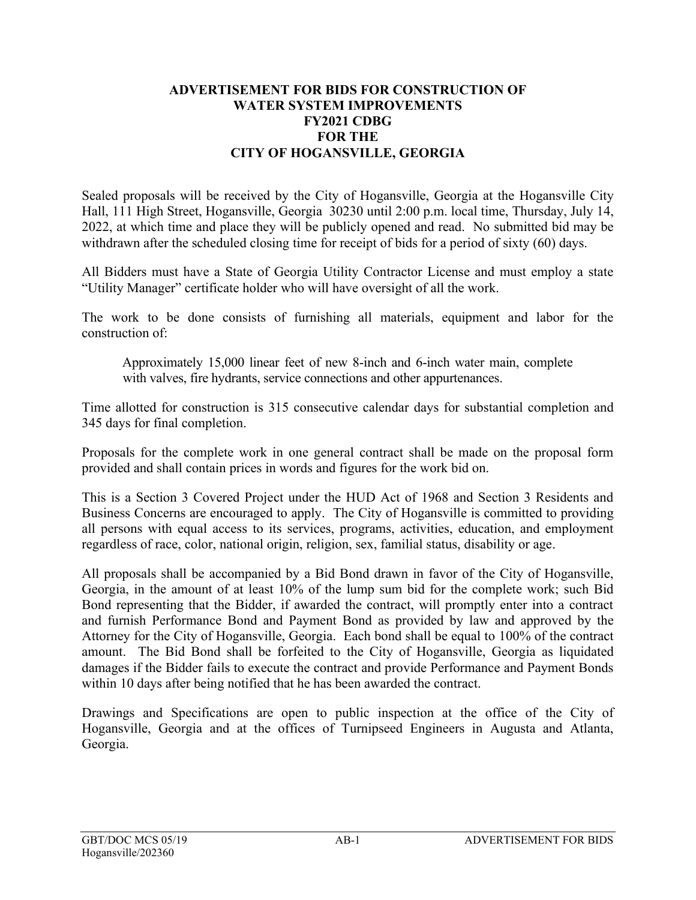# ADVERTISEMENT FOR BIDS FOR CONSTRUCTION OF WATER SYSTEM IMPROVEMENTS FY2021 CDBG FOR THE CITY OF HOGANSVILLE, GEORGIA

Sealed proposals will be received by the City of Hogansville, Georgia at the Hogansville City Hall, 111 High Street, Hogansville, Georgia 30230 until 2:00 p.m. local time, Thursday, July 14, 2022, at which time and place they will be publicly opened and read. No submitted bid may be withdrawn after the scheduled closing time for receipt of bids for a period of sixty (60) days.

All Bidders must have a State of Georgia Utility Contractor License and must employ a state "Utility Manager" certificate holder who will have oversight of all the work.

The work to be done consists of furnishing all materials, equipment and labor for the construction of:

> Approximately 15,000 linear feet of new 8-inch and 6-inch water main, complete with valves, fire hydrants, service connections and other appurtenances.

Time allotted for construction is 315 consecutive calendar days for substantial completion and 345 days for final completion.

Proposals for the complete work in one general contract shall be made on the proposal form provided and shall contain prices in words and figures for the work bid on.

This is a Section 3 Covered Project under the HUD Act of 1968 and Section 3 Residents and Business Concerns are encouraged to apply. The City of Hogansville is committed to providing all persons with equal access to its services, programs, activities, education, and employment regardless of race, color, national origin, religion, sex, familial status, disability or age.

All proposals shall be accompanied by a Bid Bond drawn in favor of the City of Hogansville, Georgia, in the amount of at least 10% of the lump sum bid for the complete work; such Bid Bond representing that the Bidder, if awarded the contract, will promptly enter into a contract and furnish Performance Bond and Payment Bond as provided by law and approved by the Attorney for the City of Hogansville, Georgia. Each bond shall be equal to 100% of the contract amount. The Bid Bond shall be forfeited to the City of Hogansville, Georgia as liquidated damages if the Bidder fails to execute the contract and provide Performance and Payment Bonds within 10 days after being notified that he has been awarded the contract.

Drawings and Specifications are open to public inspection at the office of the City of Hogansville, Georgia and at the offices of Turnipseed Engineers in Augusta and Atlanta, Georgia.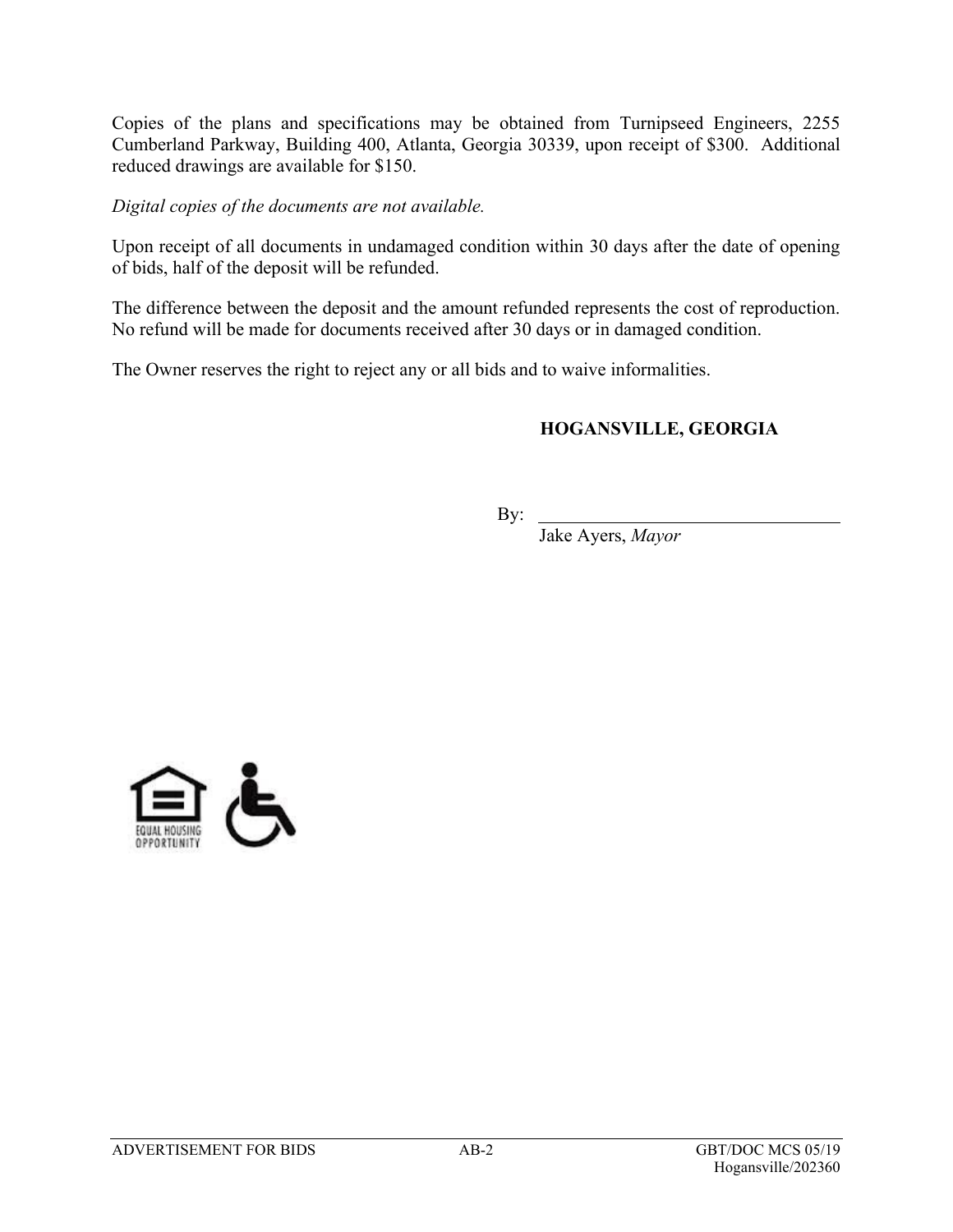Copies of the plans and specifications may be obtained from Turnipseed Engineers, 2255 Cumberland Parkway, Building 400, Atlanta, Georgia 30339, upon receipt of $300. Additional reduced drawings are available for $150.

*Digital copies of the documents are not available.*

Upon receipt of all documents in undamaged condition within 30 days after the date of opening of bids, half of the deposit will be refunded.

The difference between the deposit and the amount refunded represents the cost of reproduction. No refund will be made for documents received after 30 days or in damaged condition.

The Owner reserves the right to reject any or all bids and to waive informalities.

**HOGANSVILLE, GEORGIA**

By: ________________________________

Jake Ayers, *Mayor*

EQUAL HOUSING OPPORTUNITY